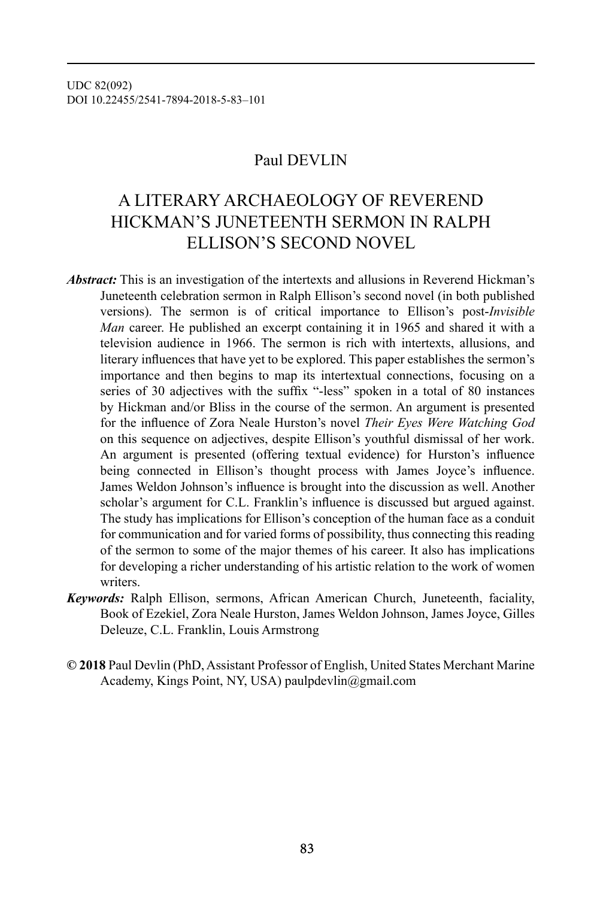UDC 82(092)
DOI 10.22455/2541-7894-2018-5-83–101

Paul DEVLIN

# A LITERARY ARCHAEOLOGY OF REVEREND HICKMAN'S JUNETEENTH SERMON IN RALPH ELLISON'S SECOND NOVEL

***Abstract:*** This is an investigation of the intertexts and allusions in Reverend Hickman's Juneteenth celebration sermon in Ralph Ellison's second novel (in both published versions). The sermon is of critical importance to Ellison's post-*Invisible Man* career. He published an excerpt containing it in 1965 and shared it with a television audience in 1966. The sermon is rich with intertexts, allusions, and literary influences that have yet to be explored. This paper establishes the sermon's importance and then begins to map its intertextual connections, focusing on a series of 30 adjectives with the suffix "-less" spoken in a total of 80 instances by Hickman and/or Bliss in the course of the sermon. An argument is presented for the influence of Zora Neale Hurston's novel *Their Eyes Were Watching God* on this sequence on adjectives, despite Ellison's youthful dismissal of her work. An argument is presented (offering textual evidence) for Hurston's influence being connected in Ellison's thought process with James Joyce's influence. James Weldon Johnson's influence is brought into the discussion as well. Another scholar's argument for C.L. Franklin's influence is discussed but argued against. The study has implications for Ellison's conception of the human face as a conduit for communication and for varied forms of possibility, thus connecting this reading of the sermon to some of the major themes of his career. It also has implications for developing a richer understanding of his artistic relation to the work of women writers.

***Keywords:*** Ralph Ellison, sermons, African American Church, Juneteenth, faciality, Book of Ezekiel, Zora Neale Hurston, James Weldon Johnson, James Joyce, Gilles Deleuze, C.L. Franklin, Louis Armstrong

**© 2018** Paul Devlin (PhD, Assistant Professor of English, United States Merchant Marine Academy, Kings Point, NY, USA) paulpdevlin@gmail.com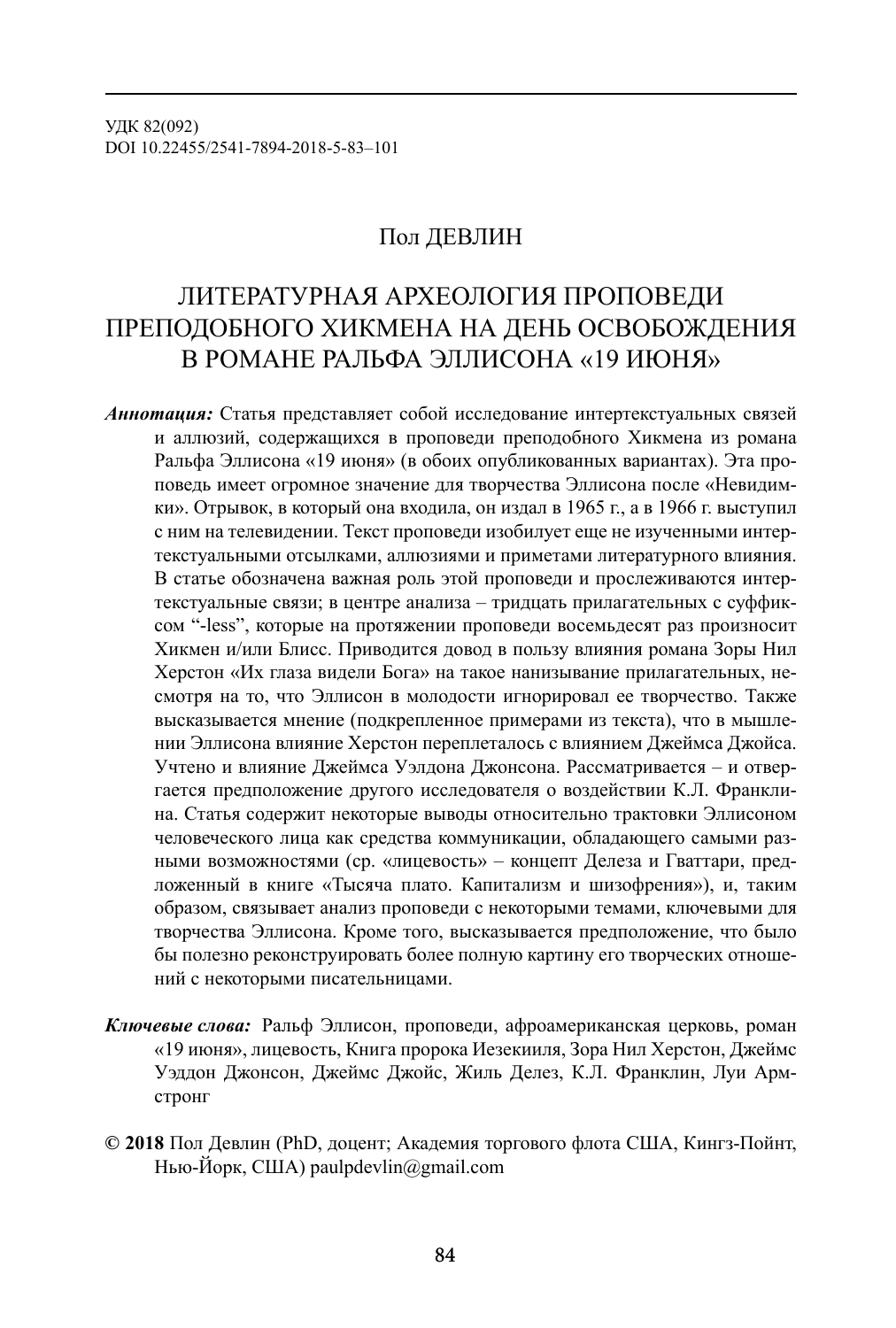УДК 82(092)
DOI 10.22455/2541-7894-2018-5-83–101

Пол ДЕВЛИН

# ЛИТЕРАТУРНАЯ АРХЕОЛОГИЯ ПРОПОВЕДИ ПРЕПОДОБНОГО ХИКМЕНА НА ДЕНЬ ОСВОБОЖДЕНИЯ В РОМАНЕ РАЛЬФА ЭЛЛИСОНА «19 ИЮНЯ»

***Аннотация:*** Статья представляет собой исследование интертекстуальных связей и аллюзий, содержащихся в проповеди преподобного Хикмена из романа Ральфа Эллисона «19 июня» (в обоих опубликованных вариантах). Эта проповедь имеет огромное значение для творчества Эллисона после «Невидимки». Отрывок, в который она входила, он издал в 1965 г., а в 1966 г. выступил с ним на телевидении. Текст проповеди изобилует еще не изученными интертекстуальными отсылками, аллюзиями и приметами литературного влияния. В статье обозначена важная роль этой проповеди и прослеживаются интертекстуальные связи; в центре анализа – тридцать прилагательных с суффиксом “-less”, которые на протяжении проповеди восемьдесят раз произносит Хикмен и/или Блисс. Приводится довод в пользу влияния романа Зоры Нил Херстон «Их глаза видели Бога» на такое нанизывание прилагательных, несмотря на то, что Эллисон в молодости игнорировал ее творчество. Также высказывается мнение (подкрепленное примерами из текста), что в мышлении Эллисона влияние Херстон переплеталось с влиянием Джеймса Джойса. Учтено и влияние Джеймса Уэлдона Джонсона. Рассматривается – и отвергается предположение другого исследователя о воздействии К.Л. Франклина. Статья содержит некоторые выводы относительно трактовки Эллисоном человеческого лица как средства коммуникации, обладающего самыми разными возможностями (ср. «лицевость» – концепт Делеза и Гваттари, предложенный в книге «Тысяча плато. Капитализм и шизофрения»), и, таким образом, связывает анализ проповеди с некоторыми темами, ключевыми для творчества Эллисона. Кроме того, высказывается предположение, что было бы полезно реконструировать более полную картину его творческих отношений с некоторыми писательницами.

***Ключевые слова:*** Ральф Эллисон, проповеди, афроамериканская церковь, роман «19 июня», лицевость, Книга пророка Иезекииля, Зора Нил Херстон, Джеймс Уэддон Джонсон, Джеймс Джойс, Жиль Делез, К.Л. Франклин, Луи Армстронг

**© 2018** Пол Девлин (PhD, доцент; Академия торгового флота США, Кингз-Пойнт, Нью-Йорк, США) paulpdevlin@gmail.com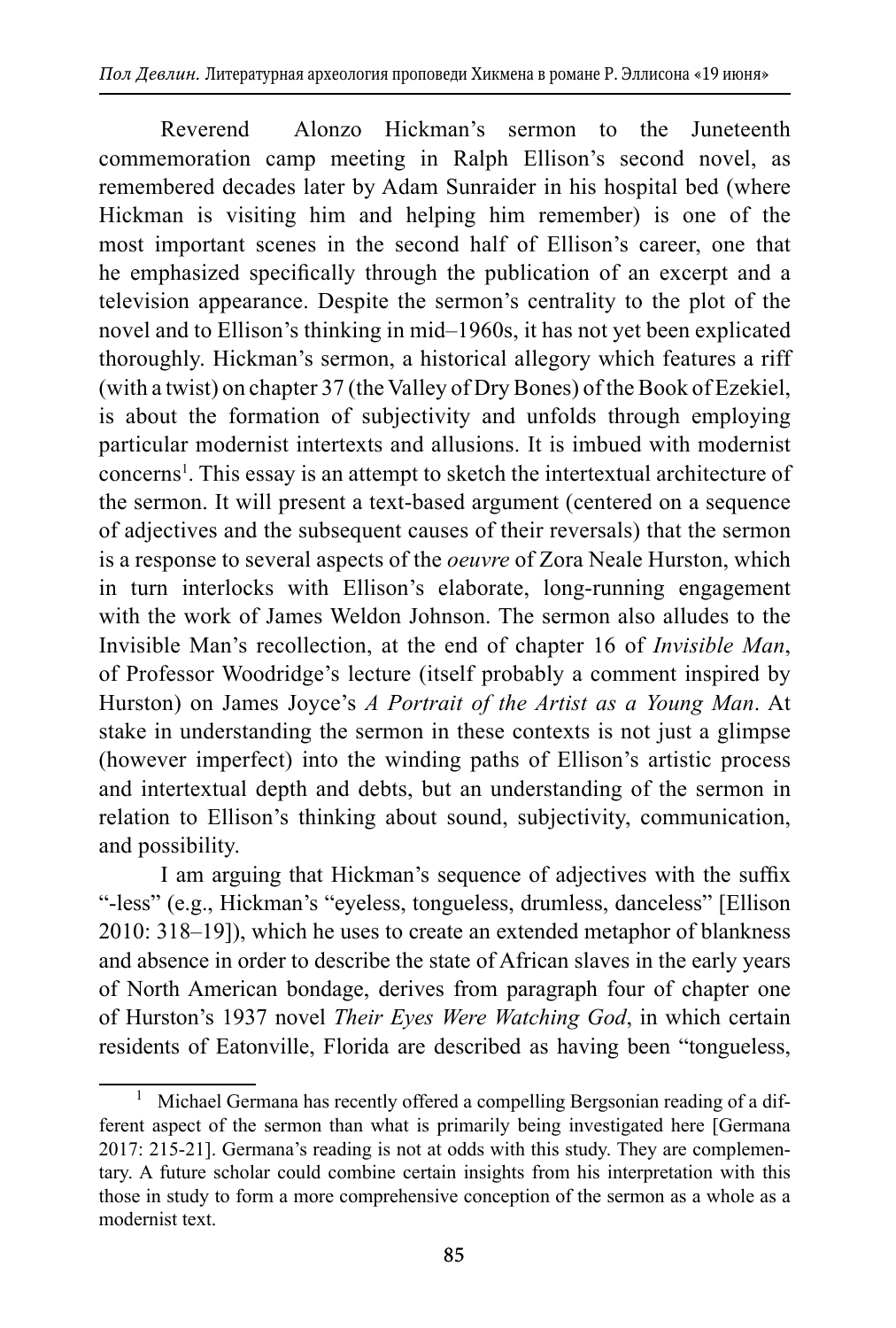Reverend Alonzo Hickman's sermon to the Juneteenth commemoration camp meeting in Ralph Ellison's second novel, as remembered decades later by Adam Sunraider in his hospital bed (where Hickman is visiting him and helping him remember) is one of the most important scenes in the second half of Ellison's career, one that he emphasized specifically through the publication of an excerpt and a television appearance. Despite the sermon's centrality to the plot of the novel and to Ellison's thinking in mid–1960s, it has not yet been explicated thoroughly. Hickman's sermon, a historical allegory which features a riff (with a twist) on chapter 37 (the Valley of Dry Bones) of the Book of Ezekiel, is about the formation of subjectivity and unfolds through employing particular modernist intertexts and allusions. It is imbued with modernist concerns[1]. This essay is an attempt to sketch the intertextual architecture of the sermon. It will present a text-based argument (centered on a sequence of adjectives and the subsequent causes of their reversals) that the sermon is a response to several aspects of the *oeuvre* of Zora Neale Hurston, which in turn interlocks with Ellison's elaborate, long-running engagement with the work of James Weldon Johnson. The sermon also alludes to the Invisible Man's recollection, at the end of chapter 16 of *Invisible Man*, of Professor Woodridge's lecture (itself probably a comment inspired by Hurston) on James Joyce's *A Portrait of the Artist as a Young Man*. At stake in understanding the sermon in these contexts is not just a glimpse (however imperfect) into the winding paths of Ellison's artistic process and intertextual depth and debts, but an understanding of the sermon in relation to Ellison's thinking about sound, subjectivity, communication, and possibility.

I am arguing that Hickman's sequence of adjectives with the suffix "-less" (e.g., Hickman's "eyeless, tongueless, drumless, danceless" [Ellison 2010: 318–19]), which he uses to create an extended metaphor of blankness and absence in order to describe the state of African slaves in the early years of North American bondage, derives from paragraph four of chapter one of Hurston's 1937 novel *Their Eyes Were Watching God*, in which certain residents of Eatonville, Florida are described as having been "tongueless,

---

[1] Michael Germana has recently offered a compelling Bergsonian reading of a different aspect of the sermon than what is primarily being investigated here [Germana 2017: 215-21]. Germana's reading is not at odds with this study. They are complementary. A future scholar could combine certain insights from his interpretation with this those in study to form a more comprehensive conception of the sermon as a whole as a modernist text.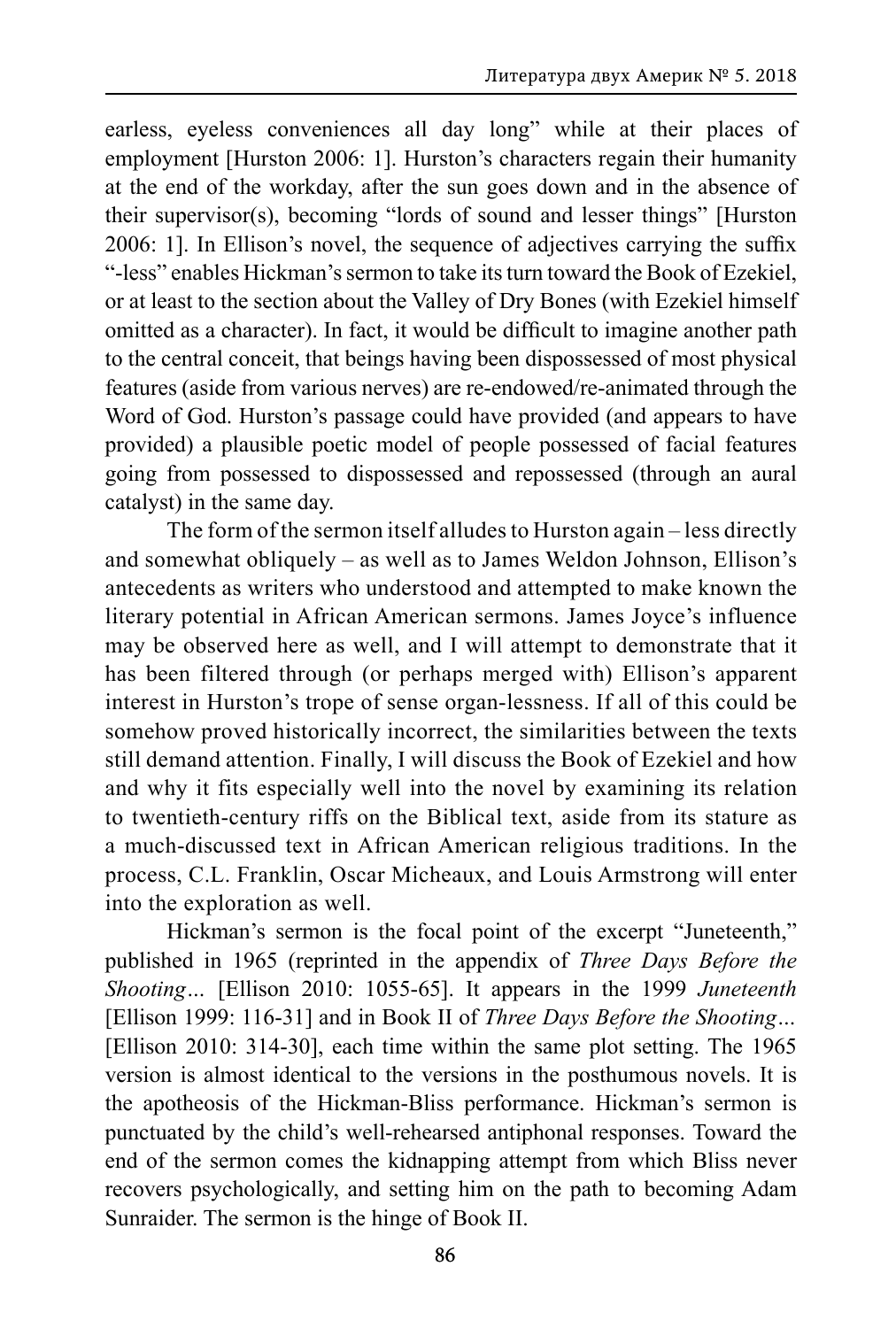earless, eyeless conveniences all day long" while at their places of employment [Hurston 2006: 1]. Hurston's characters regain their humanity at the end of the workday, after the sun goes down and in the absence of their supervisor(s), becoming "lords of sound and lesser things" [Hurston 2006: 1]. In Ellison's novel, the sequence of adjectives carrying the suffix "-less" enables Hickman's sermon to take its turn toward the Book of Ezekiel, or at least to the section about the Valley of Dry Bones (with Ezekiel himself omitted as a character). In fact, it would be difficult to imagine another path to the central conceit, that beings having been dispossessed of most physical features (aside from various nerves) are re-endowed/re-animated through the Word of God. Hurston's passage could have provided (and appears to have provided) a plausible poetic model of people possessed of facial features going from possessed to dispossessed and repossessed (through an aural catalyst) in the same day.

The form of the sermon itself alludes to Hurston again – less directly and somewhat obliquely – as well as to James Weldon Johnson, Ellison's antecedents as writers who understood and attempted to make known the literary potential in African American sermons. James Joyce's influence may be observed here as well, and I will attempt to demonstrate that it has been filtered through (or perhaps merged with) Ellison's apparent interest in Hurston's trope of sense organ-lessness. If all of this could be somehow proved historically incorrect, the similarities between the texts still demand attention. Finally, I will discuss the Book of Ezekiel and how and why it fits especially well into the novel by examining its relation to twentieth-century riffs on the Biblical text, aside from its stature as a much-discussed text in African American religious traditions. In the process, C.L. Franklin, Oscar Micheaux, and Louis Armstrong will enter into the exploration as well.

Hickman's sermon is the focal point of the excerpt "Juneteenth," published in 1965 (reprinted in the appendix of *Three Days Before the Shooting*... [Ellison 2010: 1055-65]. It appears in the 1999 *Juneteenth* [Ellison 1999: 116-31] and in Book II of *Three Days Before the Shooting*... [Ellison 2010: 314-30], each time within the same plot setting. The 1965 version is almost identical to the versions in the posthumous novels. It is the apotheosis of the Hickman-Bliss performance. Hickman's sermon is punctuated by the child's well-rehearsed antiphonal responses. Toward the end of the sermon comes the kidnapping attempt from which Bliss never recovers psychologically, and setting him on the path to becoming Adam Sunraider. The sermon is the hinge of Book II.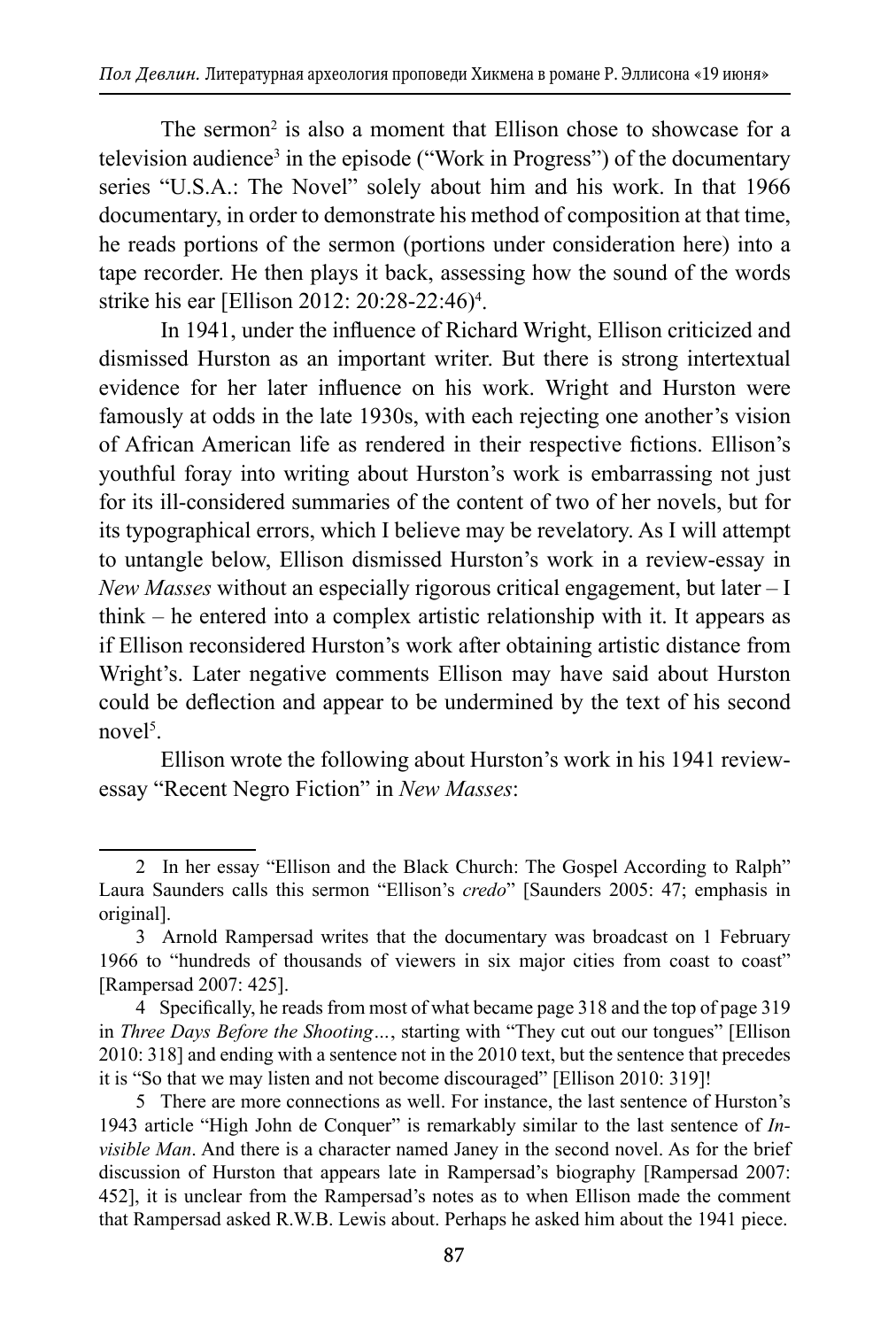The sermon[2] is also a moment that Ellison chose to showcase for a television audience[3] in the episode ("Work in Progress") of the documentary series "U.S.A.: The Novel" solely about him and his work. In that 1966 documentary, in order to demonstrate his method of composition at that time, he reads portions of the sermon (portions under consideration here) into a tape recorder. He then plays it back, assessing how the sound of the words strike his ear [Ellison 2012: 20:28-22:46)[4].

In 1941, under the influence of Richard Wright, Ellison criticized and dismissed Hurston as an important writer. But there is strong intertextual evidence for her later influence on his work. Wright and Hurston were famously at odds in the late 1930s, with each rejecting one another's vision of African American life as rendered in their respective fictions. Ellison's youthful foray into writing about Hurston's work is embarrassing not just for its ill-considered summaries of the content of two of her novels, but for its typographical errors, which I believe may be revelatory. As I will attempt to untangle below, Ellison dismissed Hurston's work in a review-essay in *New Masses* without an especially rigorous critical engagement, but later – I think – he entered into a complex artistic relationship with it. It appears as if Ellison reconsidered Hurston's work after obtaining artistic distance from Wright's. Later negative comments Ellison may have said about Hurston could be deflection and appear to be undermined by the text of his second novel[5].

Ellison wrote the following about Hurston's work in his 1941 review-essay "Recent Negro Fiction" in *New Masses*:

---

2 In her essay "Ellison and the Black Church: The Gospel According to Ralph" Laura Saunders calls this sermon "Ellison's *credo*" [Saunders 2005: 47; emphasis in original].

3 Arnold Rampersad writes that the documentary was broadcast on 1 February 1966 to "hundreds of thousands of viewers in six major cities from coast to coast" [Rampersad 2007: 425].

4 Specifically, he reads from most of what became page 318 and the top of page 319 in *Three Days Before the Shooting…*, starting with "They cut out our tongues" [Ellison 2010: 318] and ending with a sentence not in the 2010 text, but the sentence that precedes it is "So that we may listen and not become discouraged" [Ellison 2010: 319]!

5 There are more connections as well. For instance, the last sentence of Hurston's 1943 article "High John de Conquer" is remarkably similar to the last sentence of *Invisible Man*. And there is a character named Janey in the second novel. As for the brief discussion of Hurston that appears late in Rampersad's biography [Rampersad 2007: 452], it is unclear from the Rampersad's notes as to when Ellison made the comment that Rampersad asked R.W.B. Lewis about. Perhaps he asked him about the 1941 piece.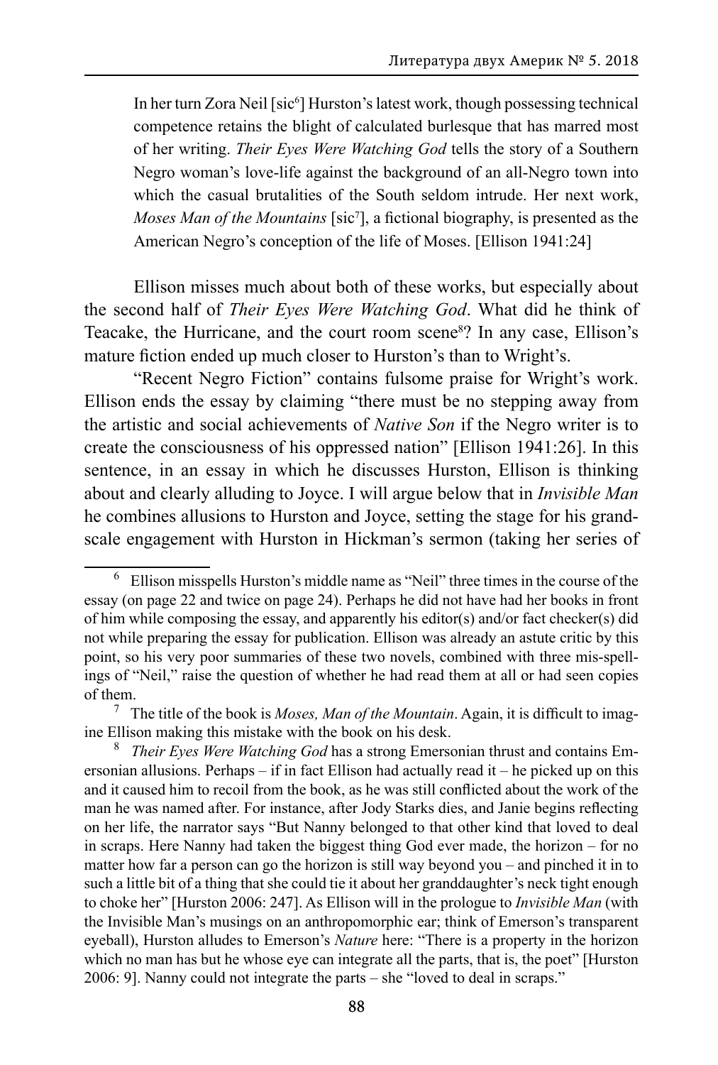> In her turn Zora Neil [sic[6]] Hurston's latest work, though possessing technical competence retains the blight of calculated burlesque that has marred most of her writing. *Their Eyes Were Watching God* tells the story of a Southern Negro woman's love-life against the background of an all-Negro town into which the casual brutalities of the South seldom intrude. Her next work, *Moses Man of the Mountains* [sic[7]], a fictional biography, is presented as the American Negro's conception of the life of Moses. [Ellison 1941:24]

Ellison misses much about both of these works, but especially about the second half of *Their Eyes Were Watching God*. What did he think of Teacake, the Hurricane, and the court room scene[8]? In any case, Ellison's mature fiction ended up much closer to Hurston's than to Wright's.

"Recent Negro Fiction" contains fulsome praise for Wright's work. Ellison ends the essay by claiming "there must be no stepping away from the artistic and social achievements of *Native Son* if the Negro writer is to create the consciousness of his oppressed nation" [Ellison 1941:26]. In this sentence, in an essay in which he discusses Hurston, Ellison is thinking about and clearly alluding to Joyce. I will argue below that in *Invisible Man* he combines allusions to Hurston and Joyce, setting the stage for his grand-scale engagement with Hurston in Hickman's sermon (taking her series of

---

[6] Ellison misspells Hurston's middle name as "Neil" three times in the course of the essay (on page 22 and twice on page 24). Perhaps he did not have had her books in front of him while composing the essay, and apparently his editor(s) and/or fact checker(s) did not while preparing the essay for publication. Ellison was already an astute critic by this point, so his very poor summaries of these two novels, combined with three mis-spellings of "Neil," raise the question of whether he had read them at all or had seen copies of them.

[7] The title of the book is *Moses, Man of the Mountain*. Again, it is difficult to imagine Ellison making this mistake with the book on his desk.

[8] *Their Eyes Were Watching God* has a strong Emersonian thrust and contains Emersonian allusions. Perhaps – if in fact Ellison had actually read it – he picked up on this and it caused him to recoil from the book, as he was still conflicted about the work of the man he was named after. For instance, after Jody Starks dies, and Janie begins reflecting on her life, the narrator says "But Nanny belonged to that other kind that loved to deal in scraps. Here Nanny had taken the biggest thing God ever made, the horizon – for no matter how far a person can go the horizon is still way beyond you – and pinched it in to such a little bit of a thing that she could tie it about her granddaughter's neck tight enough to choke her" [Hurston 2006: 247]. As Ellison will in the prologue to *Invisible Man* (with the Invisible Man's musings on an anthropomorphic ear; think of Emerson's transparent eyeball), Hurston alludes to Emerson's *Nature* here: "There is a property in the horizon which no man has but he whose eye can integrate all the parts, that is, the poet" [Hurston 2006: 9]. Nanny could not integrate the parts – she "loved to deal in scraps."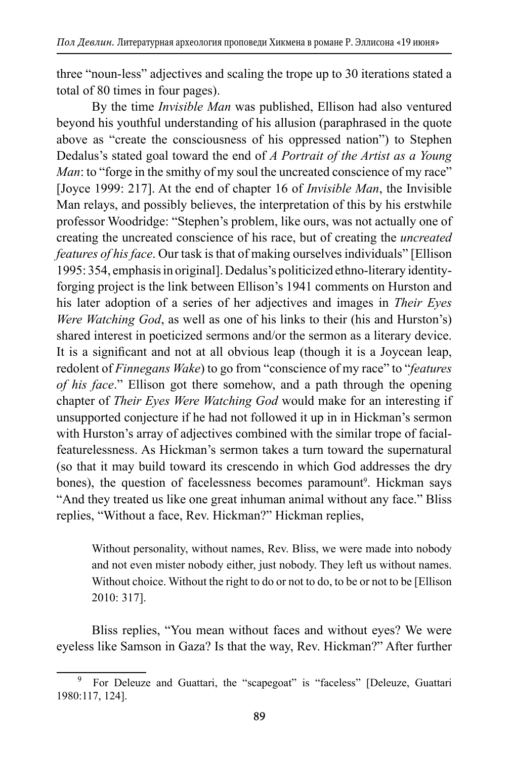three "noun-less" adjectives and scaling the trope up to 30 iterations stated a total of 80 times in four pages).

By the time *Invisible Man* was published, Ellison had also ventured beyond his youthful understanding of his allusion (paraphrased in the quote above as "create the consciousness of his oppressed nation") to Stephen Dedalus's stated goal toward the end of *A Portrait of the Artist as a Young Man*: to "forge in the smithy of my soul the uncreated conscience of my race" [Joyce 1999: 217]. At the end of chapter 16 of *Invisible Man*, the Invisible Man relays, and possibly believes, the interpretation of this by his erstwhile professor Woodridge: "Stephen's problem, like ours, was not actually one of creating the uncreated conscience of his race, but of creating the *uncreated features of his face*. Our task is that of making ourselves individuals" [Ellison 1995: 354, emphasis in original]. Dedalus's politicized ethno-literary identity-forging project is the link between Ellison's 1941 comments on Hurston and his later adoption of a series of her adjectives and images in *Their Eyes Were Watching God*, as well as one of his links to their (his and Hurston's) shared interest in poeticized sermons and/or the sermon as a literary device. It is a significant and not at all obvious leap (though it is a Joycean leap, redolent of *Finnegans Wake*) to go from "conscience of my race" to "*features of his face*." Ellison got there somehow, and a path through the opening chapter of *Their Eyes Were Watching God* would make for an interesting if unsupported conjecture if he had not followed it up in in Hickman's sermon with Hurston's array of adjectives combined with the similar trope of facial-featurelessness. As Hickman's sermon takes a turn toward the supernatural (so that it may build toward its crescendo in which God addresses the dry bones), the question of facelessness becomes paramount[9]. Hickman says "And they treated us like one great inhuman animal without any face." Bliss replies, "Without a face, Rev. Hickman?" Hickman replies,

> Without personality, without names, Rev. Bliss, we were made into nobody and not even mister nobody either, just nobody. They left us without names. Without choice. Without the right to do or not to do, to be or not to be [Ellison 2010: 317].

Bliss replies, "You mean without faces and without eyes? We were eyeless like Samson in Gaza? Is that the way, Rev. Hickman?" After further

[9] For Deleuze and Guattari, the "scapegoat" is "faceless" [Deleuze, Guattari 1980:117, 124].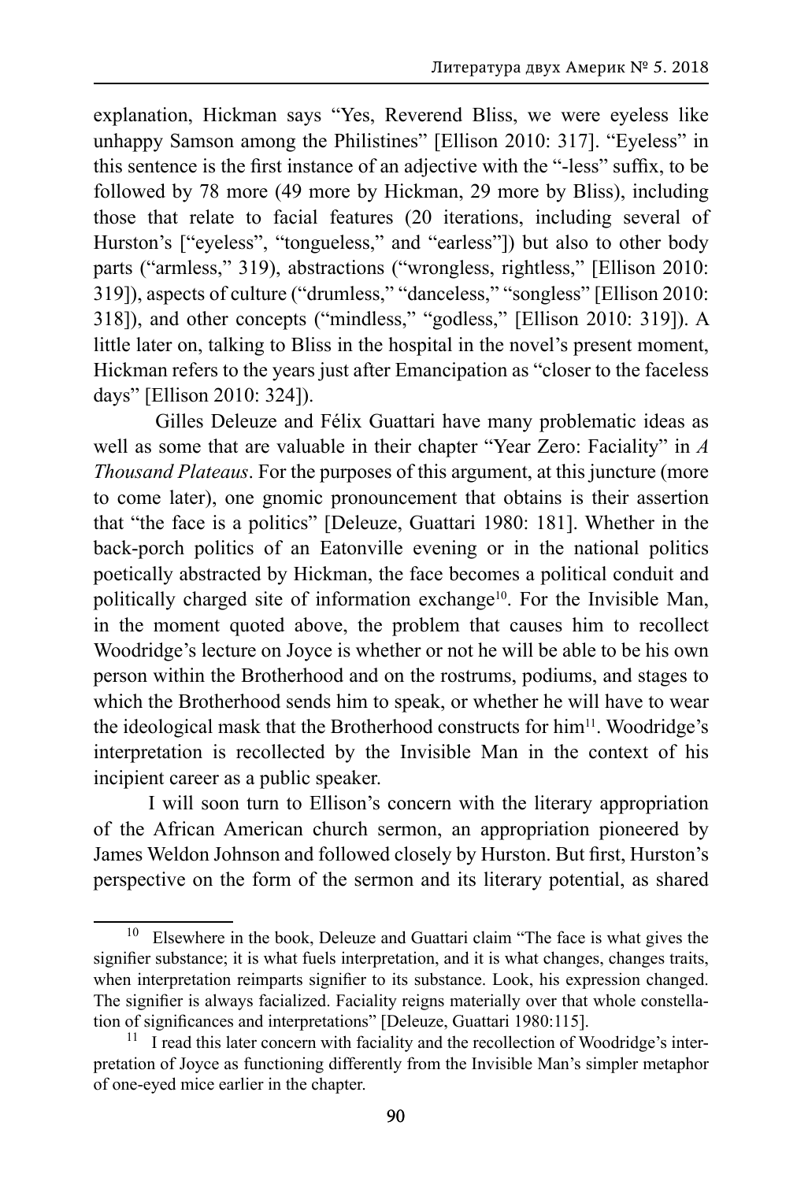explanation, Hickman says “Yes, Reverend Bliss, we were eyeless like unhappy Samson among the Philistines” [Ellison 2010: 317]. “Eyeless” in this sentence is the first instance of an adjective with the “-less” suffix, to be followed by 78 more (49 more by Hickman, 29 more by Bliss), including those that relate to facial features (20 iterations, including several of Hurston’s [“eyeless”, “tongueless,” and “earless”]) but also to other body parts (“armless,” 319), abstractions (“wrongless, rightless,” [Ellison 2010: 319]), aspects of culture (“drumless,” “danceless,” “songless” [Ellison 2010: 318]), and other concepts (“mindless,” “godless,” [Ellison 2010: 319]). A little later on, talking to Bliss in the hospital in the novel’s present moment, Hickman refers to the years just after Emancipation as “closer to the faceless days” [Ellison 2010: 324]).

Gilles Deleuze and Félix Guattari have many problematic ideas as well as some that are valuable in their chapter “Year Zero: Faciality” in *A Thousand Plateaus*. For the purposes of this argument, at this juncture (more to come later), one gnomic pronouncement that obtains is their assertion that “the face is a politics” [Deleuze, Guattari 1980: 181]. Whether in the back-porch politics of an Eatonville evening or in the national politics poetically abstracted by Hickman, the face becomes a political conduit and politically charged site of information exchange[10]. For the Invisible Man, in the moment quoted above, the problem that causes him to recollect Woodridge’s lecture on Joyce is whether or not he will be able to be his own person within the Brotherhood and on the rostrums, podiums, and stages to which the Brotherhood sends him to speak, or whether he will have to wear the ideological mask that the Brotherhood constructs for him[11]. Woodridge’s interpretation is recollected by the Invisible Man in the context of his incipient career as a public speaker.

I will soon turn to Ellison’s concern with the literary appropriation of the African American church sermon, an appropriation pioneered by James Weldon Johnson and followed closely by Hurston. But first, Hurston’s perspective on the form of the sermon and its literary potential, as shared

---

[10] Elsewhere in the book, Deleuze and Guattari claim “The face is what gives the signifier substance; it is what fuels interpretation, and it is what changes, changes traits, when interpretation reimparts signifier to its substance. Look, his expression changed. The signifier is always facialized. Faciality reigns materially over that whole constellation of significances and interpretations” [Deleuze, Guattari 1980:115].

[11] I read this later concern with faciality and the recollection of Woodridge’s interpretation of Joyce as functioning differently from the Invisible Man’s simpler metaphor of one-eyed mice earlier in the chapter.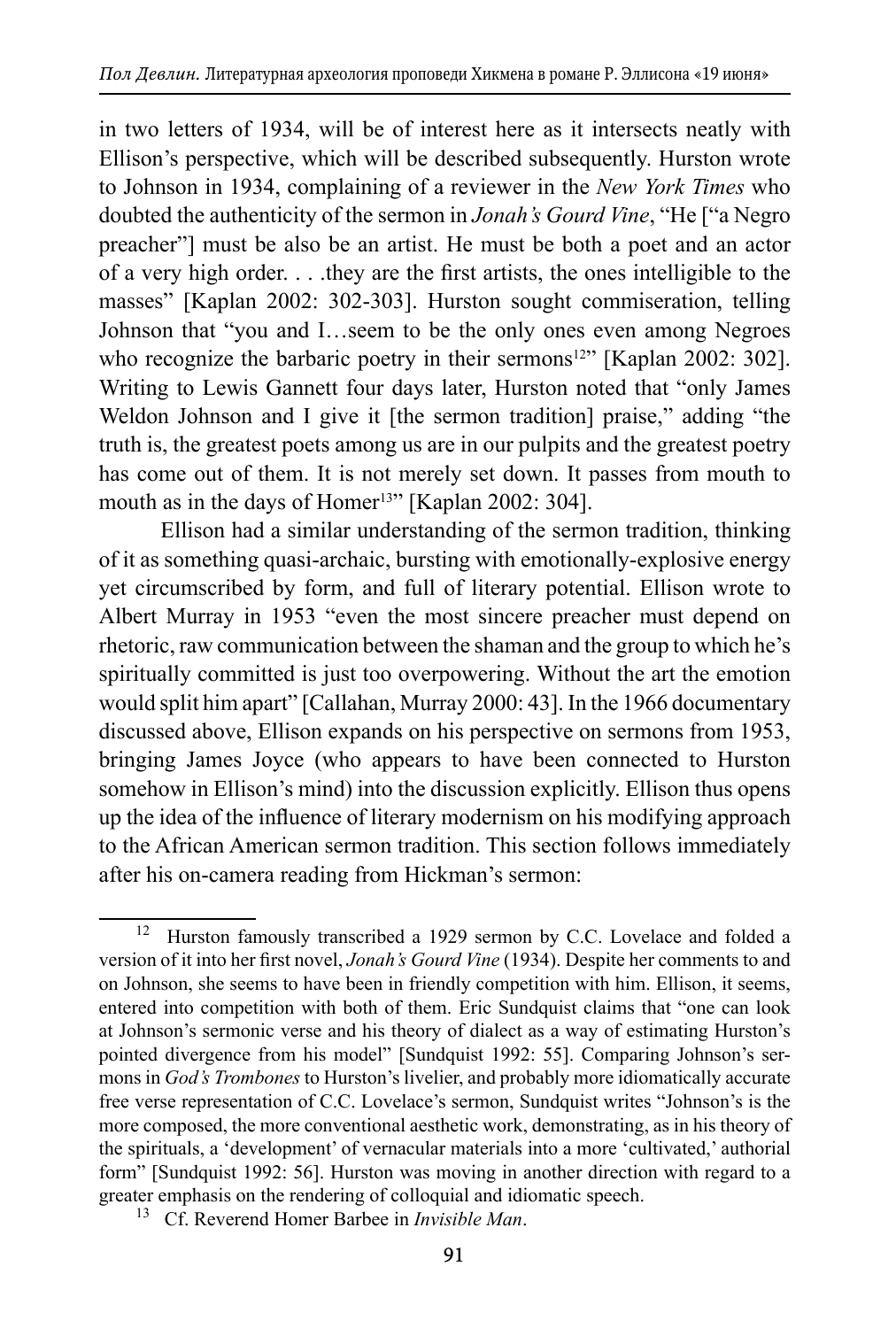in two letters of 1934, will be of interest here as it intersects neatly with Ellison's perspective, which will be described subsequently. Hurston wrote to Johnson in 1934, complaining of a reviewer in the *New York Times* who doubted the authenticity of the sermon in *Jonah's Gourd Vine*, "He ["a Negro preacher"] must be also be an artist. He must be both a poet and an actor of a very high order. . . .they are the first artists, the ones intelligible to the masses" [Kaplan 2002: 302-303]. Hurston sought commiseration, telling Johnson that "you and I…seem to be the only ones even among Negroes who recognize the barbaric poetry in their sermons[12]" [Kaplan 2002: 302]. Writing to Lewis Gannett four days later, Hurston noted that "only James Weldon Johnson and I give it [the sermon tradition] praise," adding "the truth is, the greatest poets among us are in our pulpits and the greatest poetry has come out of them. It is not merely set down. It passes from mouth to mouth as in the days of Homer[13]" [Kaplan 2002: 304].

Ellison had a similar understanding of the sermon tradition, thinking of it as something quasi-archaic, bursting with emotionally-explosive energy yet circumscribed by form, and full of literary potential. Ellison wrote to Albert Murray in 1953 "even the most sincere preacher must depend on rhetoric, raw communication between the shaman and the group to which he's spiritually committed is just too overpowering. Without the art the emotion would split him apart" [Callahan, Murray 2000: 43]. In the 1966 documentary discussed above, Ellison expands on his perspective on sermons from 1953, bringing James Joyce (who appears to have been connected to Hurston somehow in Ellison's mind) into the discussion explicitly. Ellison thus opens up the idea of the influence of literary modernism on his modifying approach to the African American sermon tradition. This section follows immediately after his on-camera reading from Hickman's sermon:

---

[12] Hurston famously transcribed a 1929 sermon by C.C. Lovelace and folded a version of it into her first novel, *Jonah's Gourd Vine* (1934). Despite her comments to and on Johnson, she seems to have been in friendly competition with him. Ellison, it seems, entered into competition with both of them. Eric Sundquist claims that "one can look at Johnson's sermonic verse and his theory of dialect as a way of estimating Hurston's pointed divergence from his model" [Sundquist 1992: 55]. Comparing Johnson's sermons in *God's Trombones* to Hurston's livelier, and probably more idiomatically accurate free verse representation of C.C. Lovelace's sermon, Sundquist writes "Johnson's is the more composed, the more conventional aesthetic work, demonstrating, as in his theory of the spirituals, a 'development' of vernacular materials into a more 'cultivated,' authorial form" [Sundquist 1992: 56]. Hurston was moving in another direction with regard to a greater emphasis on the rendering of colloquial and idiomatic speech.

[13] Cf. Reverend Homer Barbee in *Invisible Man*.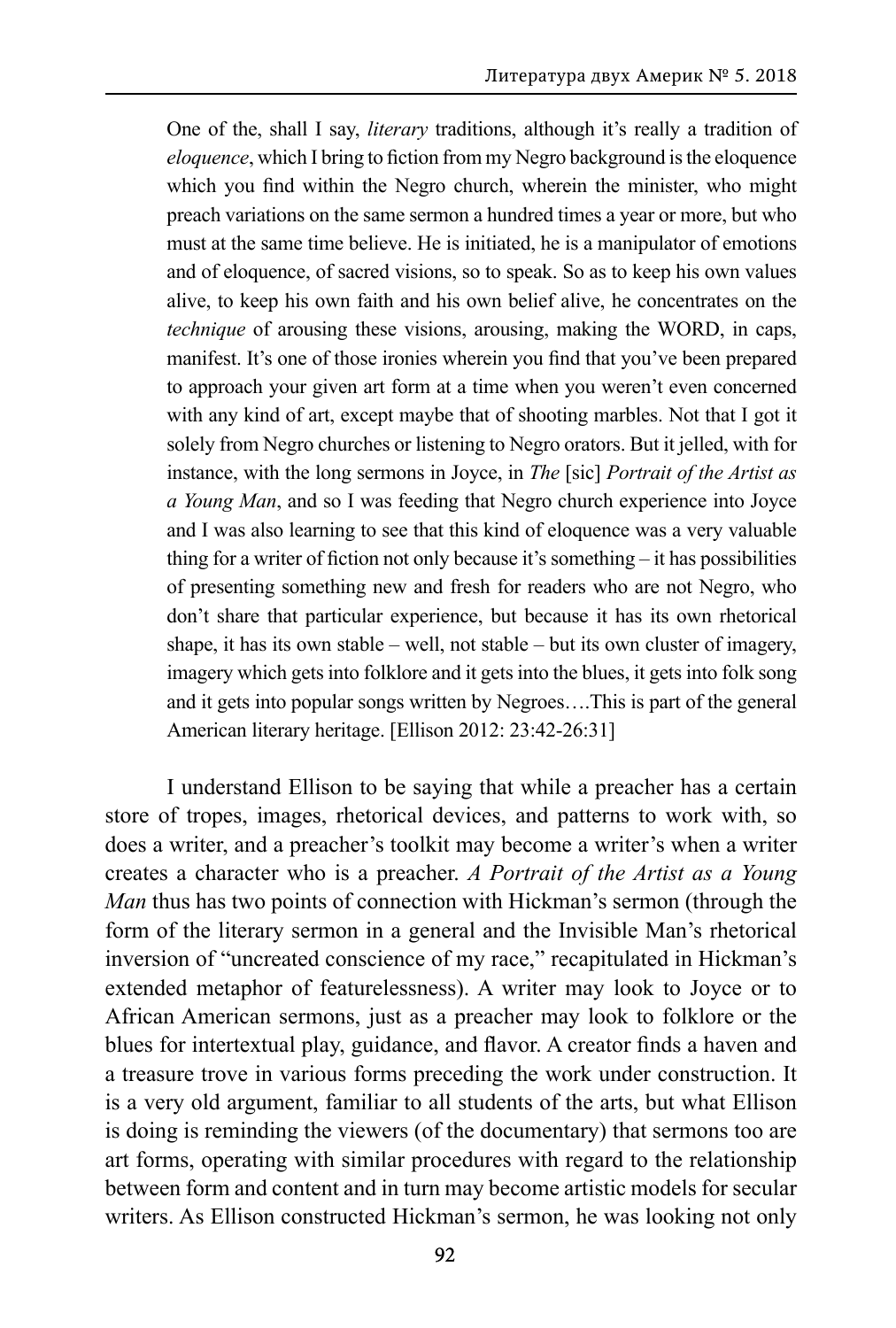> One of the, shall I say, *literary* traditions, although it's really a tradition of *eloquence*, which I bring to fiction from my Negro background is the eloquence which you find within the Negro church, wherein the minister, who might preach variations on the same sermon a hundred times a year or more, but who must at the same time believe. He is initiated, he is a manipulator of emotions and of eloquence, of sacred visions, so to speak. So as to keep his own values alive, to keep his own faith and his own belief alive, he concentrates on the *technique* of arousing these visions, arousing, making the WORD, in caps, manifest. It's one of those ironies wherein you find that you've been prepared to approach your given art form at a time when you weren't even concerned with any kind of art, except maybe that of shooting marbles. Not that I got it solely from Negro churches or listening to Negro orators. But it jelled, with for instance, with the long sermons in Joyce, in *The* [sic] *Portrait of the Artist as a Young Man*, and so I was feeding that Negro church experience into Joyce and I was also learning to see that this kind of eloquence was a very valuable thing for a writer of fiction not only because it's something – it has possibilities of presenting something new and fresh for readers who are not Negro, who don't share that particular experience, but because it has its own rhetorical shape, it has its own stable – well, not stable – but its own cluster of imagery, imagery which gets into folklore and it gets into the blues, it gets into folk song and it gets into popular songs written by Negroes….This is part of the general American literary heritage. [Ellison 2012: 23:42-26:31]

I understand Ellison to be saying that while a preacher has a certain store of tropes, images, rhetorical devices, and patterns to work with, so does a writer, and a preacher's toolkit may become a writer's when a writer creates a character who is a preacher. *A Portrait of the Artist as a Young Man* thus has two points of connection with Hickman's sermon (through the form of the literary sermon in a general and the Invisible Man's rhetorical inversion of "uncreated conscience of my race," recapitulated in Hickman's extended metaphor of featurelessness). A writer may look to Joyce or to African American sermons, just as a preacher may look to folklore or the blues for intertextual play, guidance, and flavor. A creator finds a haven and a treasure trove in various forms preceding the work under construction. It is a very old argument, familiar to all students of the arts, but what Ellison is doing is reminding the viewers (of the documentary) that sermons too are art forms, operating with similar procedures with regard to the relationship between form and content and in turn may become artistic models for secular writers. As Ellison constructed Hickman's sermon, he was looking not only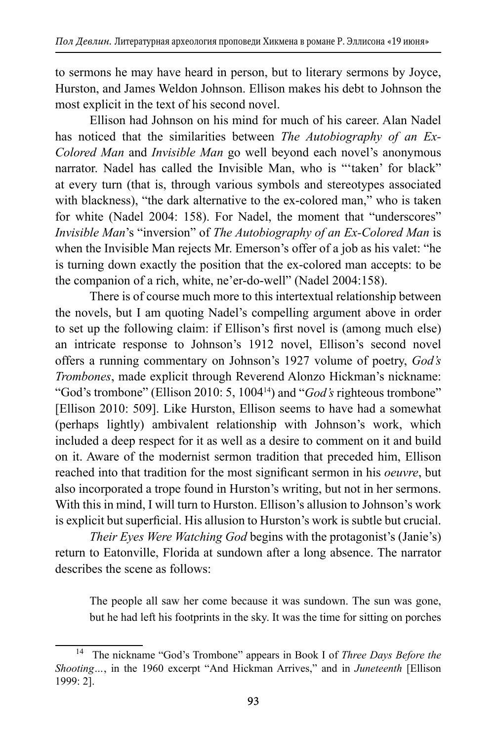to sermons he may have heard in person, but to literary sermons by Joyce, Hurston, and James Weldon Johnson. Ellison makes his debt to Johnson the most explicit in the text of his second novel.

Ellison had Johnson on his mind for much of his career. Alan Nadel has noticed that the similarities between *The Autobiography of an Ex-Colored Man* and *Invisible Man* go well beyond each novel's anonymous narrator. Nadel has called the Invisible Man, who is "'taken' for black" at every turn (that is, through various symbols and stereotypes associated with blackness), "the dark alternative to the ex-colored man," who is taken for white (Nadel 2004: 158). For Nadel, the moment that "underscores" *Invisible Man*'s "inversion" of *The Autobiography of an Ex-Colored Man* is when the Invisible Man rejects Mr. Emerson's offer of a job as his valet: "he is turning down exactly the position that the ex-colored man accepts: to be the companion of a rich, white, ne'er-do-well" (Nadel 2004:158).

There is of course much more to this intertextual relationship between the novels, but I am quoting Nadel's compelling argument above in order to set up the following claim: if Ellison's first novel is (among much else) an intricate response to Johnson's 1912 novel, Ellison's second novel offers a running commentary on Johnson's 1927 volume of poetry, *God's Trombones*, made explicit through Reverend Alonzo Hickman's nickname: "God's trombone" (Ellison 2010: 5, 1004[14]) and "*God's* righteous trombone" [Ellison 2010: 509]. Like Hurston, Ellison seems to have had a somewhat (perhaps lightly) ambivalent relationship with Johnson's work, which included a deep respect for it as well as a desire to comment on it and build on it. Aware of the modernist sermon tradition that preceded him, Ellison reached into that tradition for the most significant sermon in his *oeuvre*, but also incorporated a trope found in Hurston's writing, but not in her sermons. With this in mind, I will turn to Hurston. Ellison's allusion to Johnson's work is explicit but superficial. His allusion to Hurston's work is subtle but crucial.

*Their Eyes Were Watching God* begins with the protagonist's (Janie's) return to Eatonville, Florida at sundown after a long absence. The narrator describes the scene as follows:

> The people all saw her come because it was sundown. The sun was gone, but he had left his footprints in the sky. It was the time for sitting on porches

---

[14] The nickname "God's Trombone" appears in Book I of *Three Days Before the Shooting…*, in the 1960 excerpt "And Hickman Arrives," and in *Juneteenth* [Ellison 1999: 2].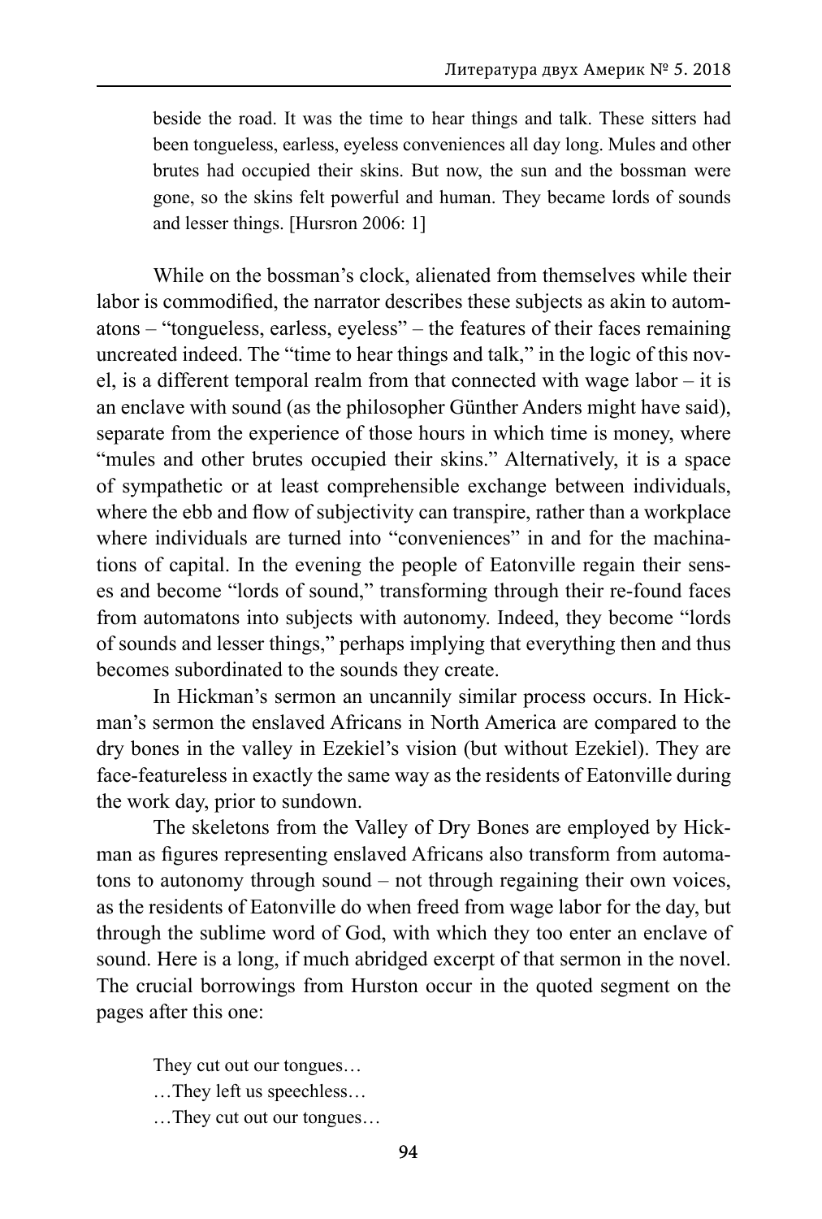> beside the road. It was the time to hear things and talk. These sitters had been tongueless, earless, eyeless conveniences all day long. Mules and other brutes had occupied their skins. But now, the sun and the bossman were gone, so the skins felt powerful and human. They became lords of sounds and lesser things. [Hursron 2006: 1]

While on the bossman's clock, alienated from themselves while their labor is commodified, the narrator describes these subjects as akin to automatons – "tongueless, earless, eyeless" – the features of their faces remaining uncreated indeed. The "time to hear things and talk," in the logic of this novel, is a different temporal realm from that connected with wage labor – it is an enclave with sound (as the philosopher Günther Anders might have said), separate from the experience of those hours in which time is money, where "mules and other brutes occupied their skins." Alternatively, it is a space of sympathetic or at least comprehensible exchange between individuals, where the ebb and flow of subjectivity can transpire, rather than a workplace where individuals are turned into "conveniences" in and for the machinations of capital. In the evening the people of Eatonville regain their senses and become "lords of sound," transforming through their re-found faces from automatons into subjects with autonomy. Indeed, they become "lords of sounds and lesser things," perhaps implying that everything then and thus becomes subordinated to the sounds they create.

In Hickman's sermon an uncannily similar process occurs. In Hickman's sermon the enslaved Africans in North America are compared to the dry bones in the valley in Ezekiel's vision (but without Ezekiel). They are face-featureless in exactly the same way as the residents of Eatonville during the work day, prior to sundown.

The skeletons from the Valley of Dry Bones are employed by Hickman as figures representing enslaved Africans also transform from automatons to autonomy through sound – not through regaining their own voices, as the residents of Eatonville do when freed from wage labor for the day, but through the sublime word of God, with which they too enter an enclave of sound. Here is a long, if much abridged excerpt of that sermon in the novel. The crucial borrowings from Hurston occur in the quoted segment on the pages after this one:

> They cut out our tongues…
> …They left us speechless…
> …They cut out our tongues…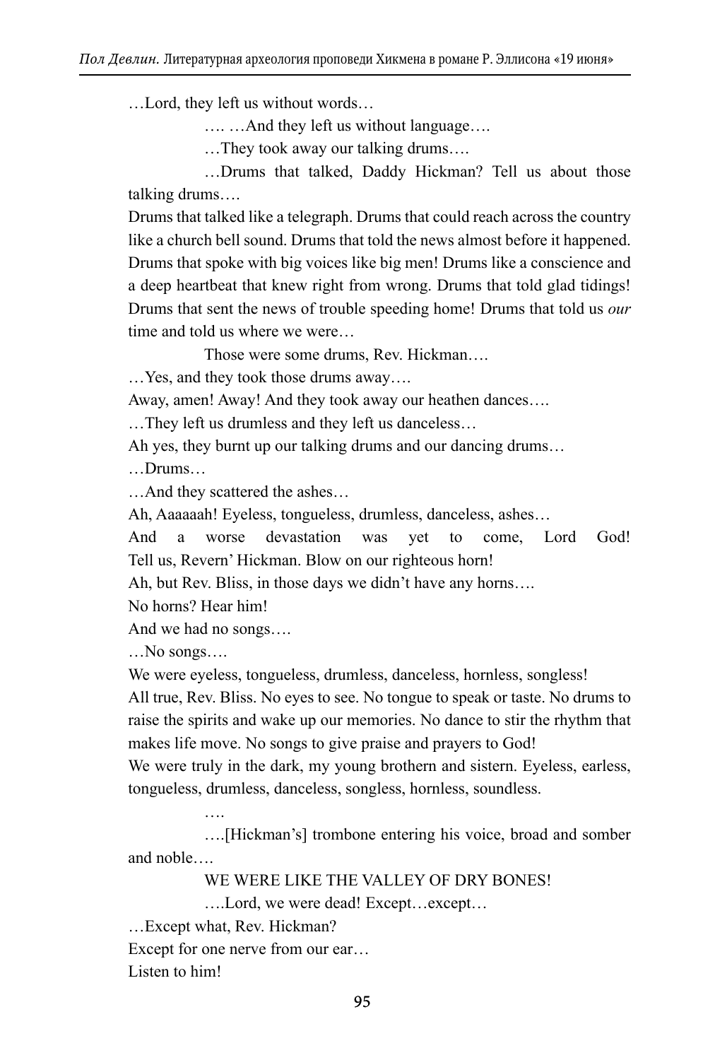…Lord, they left us without words…

…. …And they left us without language….

…They took away our talking drums….

…Drums that talked, Daddy Hickman? Tell us about those talking drums….

Drums that talked like a telegraph. Drums that could reach across the country like a church bell sound. Drums that told the news almost before it happened. Drums that spoke with big voices like big men! Drums like a conscience and a deep heartbeat that knew right from wrong. Drums that told glad tidings! Drums that sent the news of trouble speeding home! Drums that told us *our* time and told us where we were…

Those were some drums, Rev. Hickman….

…Yes, and they took those drums away….

Away, amen! Away! And they took away our heathen dances….

…They left us drumless and they left us danceless…

Ah yes, they burnt up our talking drums and our dancing drums…

…Drums…

…And they scattered the ashes…

Ah, Aaaaaah! Eyeless, tongueless, drumless, danceless, ashes…

And a worse devastation was yet to come, Lord God! Tell us, Revern' Hickman. Blow on our righteous horn!

Ah, but Rev. Bliss, in those days we didn't have any horns….

No horns? Hear him!

And we had no songs….

…No songs….

We were eyeless, tongueless, drumless, danceless, hornless, songless!

All true, Rev. Bliss. No eyes to see. No tongue to speak or taste. No drums to raise the spirits and wake up our memories. No dance to stir the rhythm that makes life move. No songs to give praise and prayers to God!

We were truly in the dark, my young brothern and sistern. Eyeless, earless, tongueless, drumless, danceless, songless, hornless, soundless.

….

….[Hickman's] trombone entering his voice, broad and somber and noble….

WE WERE LIKE THE VALLEY OF DRY BONES!

….Lord, we were dead! Except…except…

…Except what, Rev. Hickman?

Except for one nerve from our ear…

Listen to him!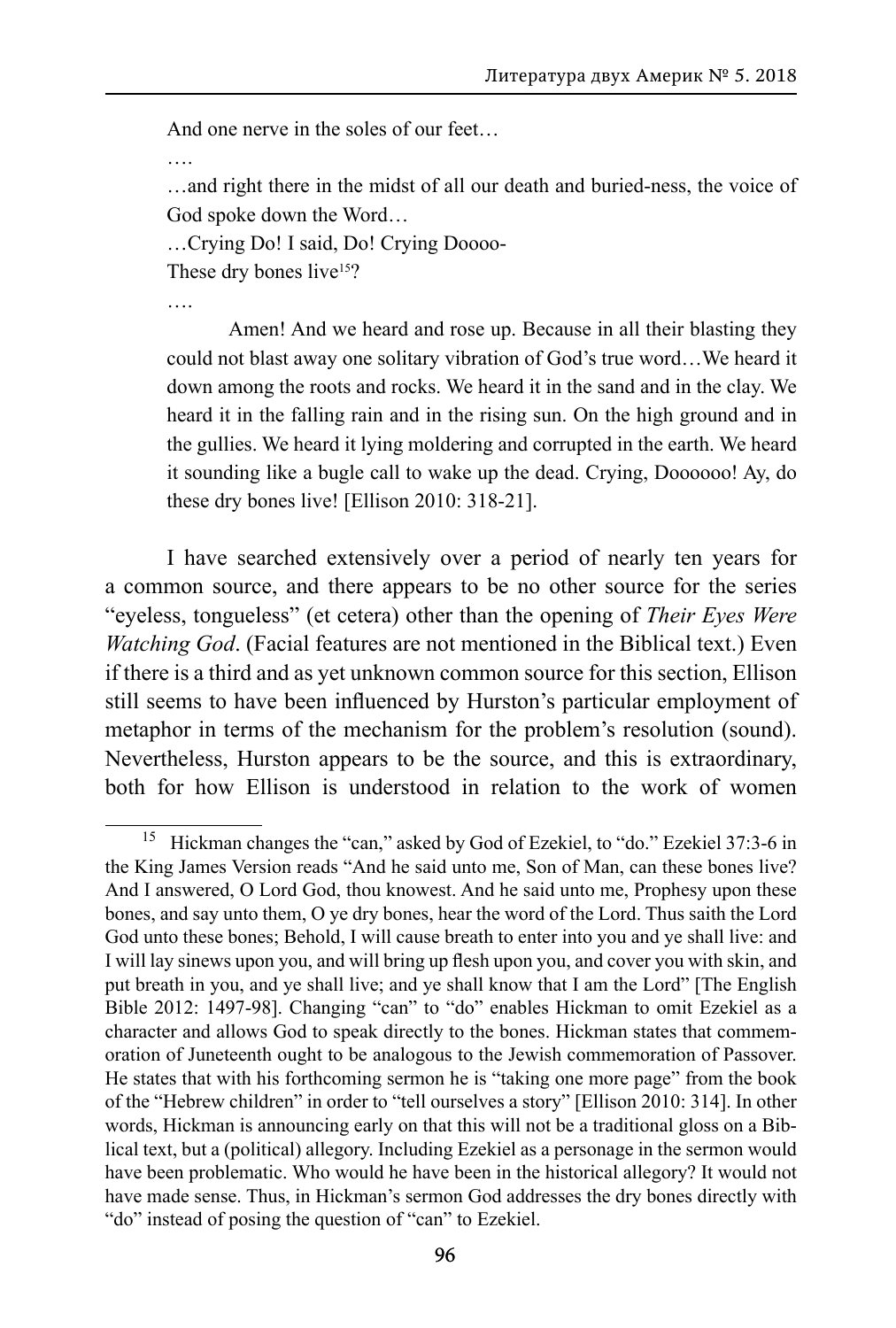> And one nerve in the soles of our feet…
>
> ….
>
> …and right there in the midst of all our death and buried-ness, the voice of God spoke down the Word…
>
> …Crying Do! I said, Do! Crying Doooo-
>
> These dry bones live[15]?
>
> ….
>
> Amen! And we heard and rose up. Because in all their blasting they could not blast away one solitary vibration of God's true word…We heard it down among the roots and rocks. We heard it in the sand and in the clay. We heard it in the falling rain and in the rising sun. On the high ground and in the gullies. We heard it lying moldering and corrupted in the earth. We heard it sounding like a bugle call to wake up the dead. Crying, Doooooo! Ay, do these dry bones live! [Ellison 2010: 318-21].

I have searched extensively over a period of nearly ten years for a common source, and there appears to be no other source for the series "eyeless, tongueless" (et cetera) other than the opening of *Their Eyes Were Watching God*. (Facial features are not mentioned in the Biblical text.) Even if there is a third and as yet unknown common source for this section, Ellison still seems to have been influenced by Hurston's particular employment of metaphor in terms of the mechanism for the problem's resolution (sound). Nevertheless, Hurston appears to be the source, and this is extraordinary, both for how Ellison is understood in relation to the work of women

---

[15] Hickman changes the "can," asked by God of Ezekiel, to "do." Ezekiel 37:3-6 in the King James Version reads "And he said unto me, Son of Man, can these bones live? And I answered, O Lord God, thou knowest. And he said unto me, Prophesy upon these bones, and say unto them, O ye dry bones, hear the word of the Lord. Thus saith the Lord God unto these bones; Behold, I will cause breath to enter into you and ye shall live: and I will lay sinews upon you, and will bring up flesh upon you, and cover you with skin, and put breath in you, and ye shall live; and ye shall know that I am the Lord" [The English Bible 2012: 1497-98]. Changing "can" to "do" enables Hickman to omit Ezekiel as a character and allows God to speak directly to the bones. Hickman states that commemoration of Juneteenth ought to be analogous to the Jewish commemoration of Passover. He states that with his forthcoming sermon he is "taking one more page" from the book of the "Hebrew children" in order to "tell ourselves a story" [Ellison 2010: 314]. In other words, Hickman is announcing early on that this will not be a traditional gloss on a Biblical text, but a (political) allegory. Including Ezekiel as a personage in the sermon would have been problematic. Who would he have been in the historical allegory? It would not have made sense. Thus, in Hickman's sermon God addresses the dry bones directly with "do" instead of posing the question of "can" to Ezekiel.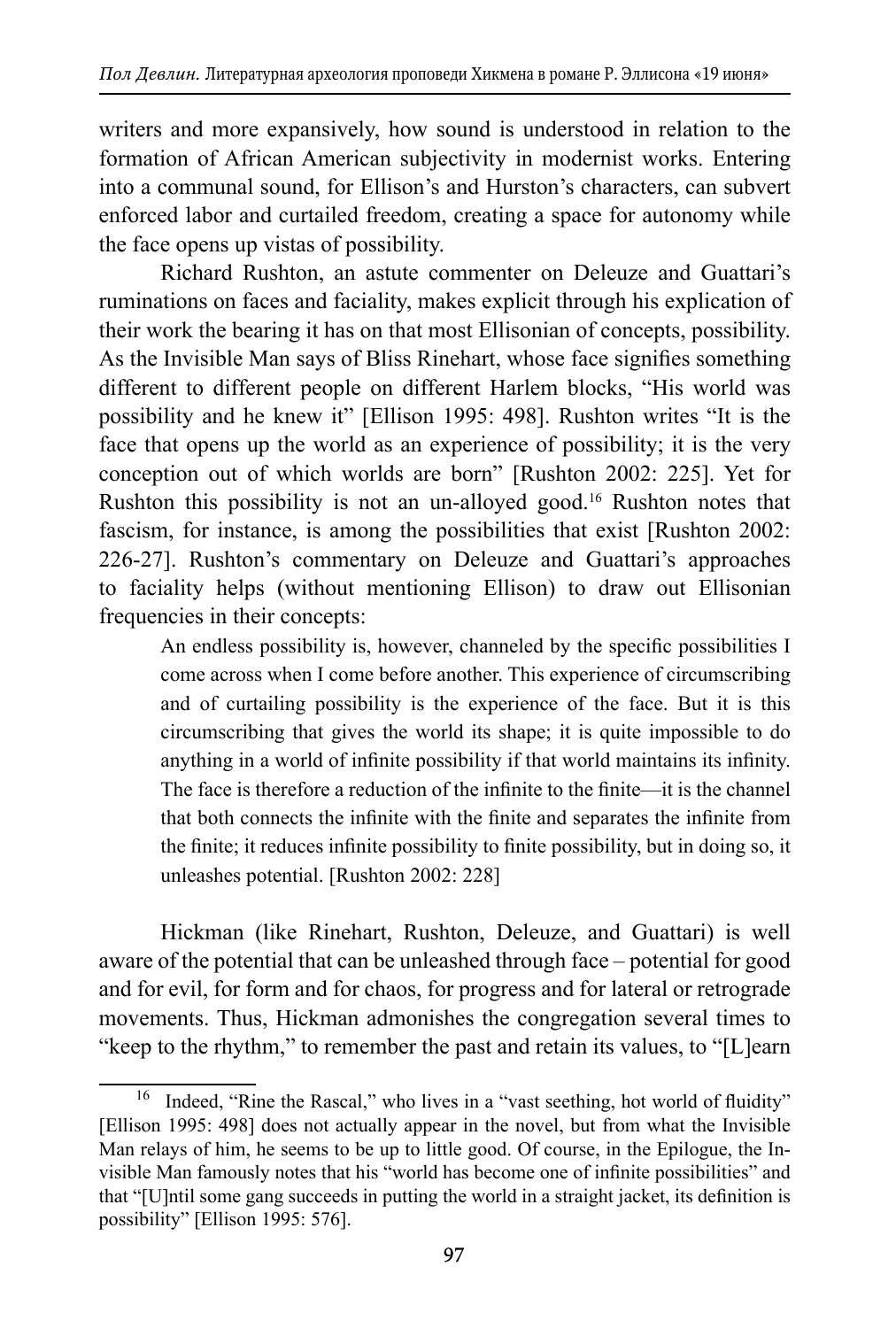writers and more expansively, how sound is understood in relation to the formation of African American subjectivity in modernist works. Entering into a communal sound, for Ellison's and Hurston's characters, can subvert enforced labor and curtailed freedom, creating a space for autonomy while the face opens up vistas of possibility.

Richard Rushton, an astute commenter on Deleuze and Guattari's ruminations on faces and faciality, makes explicit through his explication of their work the bearing it has on that most Ellisonian of concepts, possibility. As the Invisible Man says of Bliss Rinehart, whose face signifies something different to different people on different Harlem blocks, "His world was possibility and he knew it" [Ellison 1995: 498]. Rushton writes "It is the face that opens up the world as an experience of possibility; it is the very conception out of which worlds are born" [Rushton 2002: 225]. Yet for Rushton this possibility is not an un-alloyed good.[16] Rushton notes that fascism, for instance, is among the possibilities that exist [Rushton 2002: 226-27]. Rushton's commentary on Deleuze and Guattari's approaches to faciality helps (without mentioning Ellison) to draw out Ellisonian frequencies in their concepts:

> An endless possibility is, however, channeled by the specific possibilities I come across when I come before another. This experience of circumscribing and of curtailing possibility is the experience of the face. But it is this circumscribing that gives the world its shape; it is quite impossible to do anything in a world of infinite possibility if that world maintains its infinity. The face is therefore a reduction of the infinite to the finite—it is the channel that both connects the infinite with the finite and separates the infinite from the finite; it reduces infinite possibility to finite possibility, but in doing so, it unleashes potential. [Rushton 2002: 228]

Hickman (like Rinehart, Rushton, Deleuze, and Guattari) is well aware of the potential that can be unleashed through face – potential for good and for evil, for form and for chaos, for progress and for lateral or retrograde movements. Thus, Hickman admonishes the congregation several times to "keep to the rhythm," to remember the past and retain its values, to "[L]earn

---

[16] Indeed, "Rine the Rascal," who lives in a "vast seething, hot world of fluidity" [Ellison 1995: 498] does not actually appear in the novel, but from what the Invisible Man relays of him, he seems to be up to little good. Of course, in the Epilogue, the Invisible Man famously notes that his "world has become one of infinite possibilities" and that "[U]ntil some gang succeeds in putting the world in a straight jacket, its definition is possibility" [Ellison 1995: 576].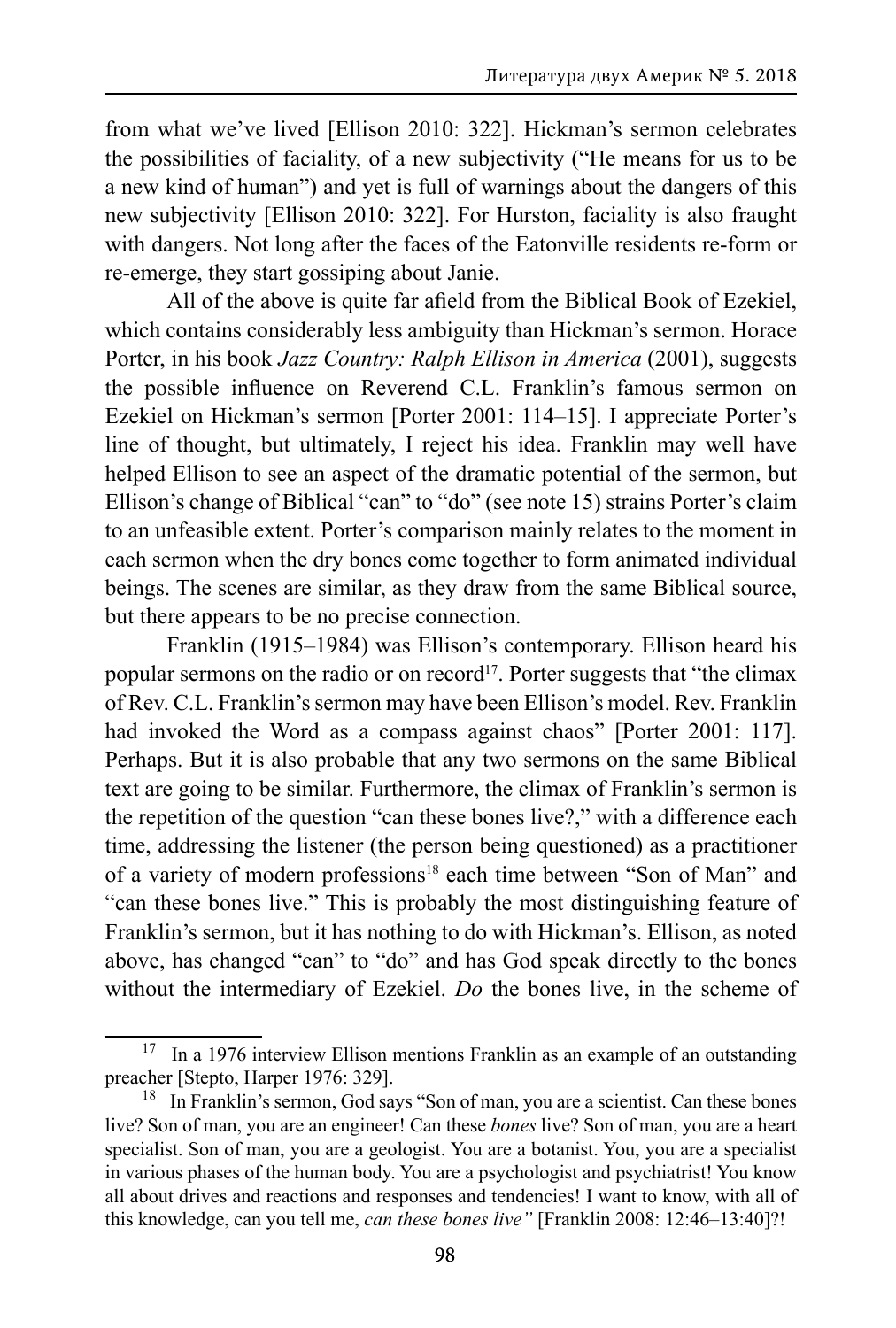from what we've lived [Ellison 2010: 322]. Hickman's sermon celebrates the possibilities of faciality, of a new subjectivity ("He means for us to be a new kind of human") and yet is full of warnings about the dangers of this new subjectivity [Ellison 2010: 322]. For Hurston, faciality is also fraught with dangers. Not long after the faces of the Eatonville residents re-form or re-emerge, they start gossiping about Janie.

All of the above is quite far afield from the Biblical Book of Ezekiel, which contains considerably less ambiguity than Hickman's sermon. Horace Porter, in his book *Jazz Country: Ralph Ellison in America* (2001), suggests the possible influence on Reverend C.L. Franklin's famous sermon on Ezekiel on Hickman's sermon [Porter 2001: 114–15]. I appreciate Porter's line of thought, but ultimately, I reject his idea. Franklin may well have helped Ellison to see an aspect of the dramatic potential of the sermon, but Ellison's change of Biblical "can" to "do" (see note 15) strains Porter's claim to an unfeasible extent. Porter's comparison mainly relates to the moment in each sermon when the dry bones come together to form animated individual beings. The scenes are similar, as they draw from the same Biblical source, but there appears to be no precise connection.

Franklin (1915–1984) was Ellison's contemporary. Ellison heard his popular sermons on the radio or on record[17]. Porter suggests that "the climax of Rev. C.L. Franklin's sermon may have been Ellison's model. Rev. Franklin had invoked the Word as a compass against chaos" [Porter 2001: 117]. Perhaps. But it is also probable that any two sermons on the same Biblical text are going to be similar. Furthermore, the climax of Franklin's sermon is the repetition of the question "can these bones live?," with a difference each time, addressing the listener (the person being questioned) as a practitioner of a variety of modern professions[18] each time between "Son of Man" and "can these bones live." This is probably the most distinguishing feature of Franklin's sermon, but it has nothing to do with Hickman's. Ellison, as noted above, has changed "can" to "do" and has God speak directly to the bones without the intermediary of Ezekiel. *Do* the bones live, in the scheme of

---

[17] In a 1976 interview Ellison mentions Franklin as an example of an outstanding preacher [Stepto, Harper 1976: 329].

[18] In Franklin's sermon, God says "Son of man, you are a scientist. Can these bones live? Son of man, you are an engineer! Can these *bones* live? Son of man, you are a heart specialist. Son of man, you are a geologist. You are a botanist. You, you are a specialist in various phases of the human body. You are a psychologist and psychiatrist! You know all about drives and reactions and responses and tendencies! I want to know, with all of this knowledge, can you tell me, *can these bones live"* [Franklin 2008: 12:46–13:40]?!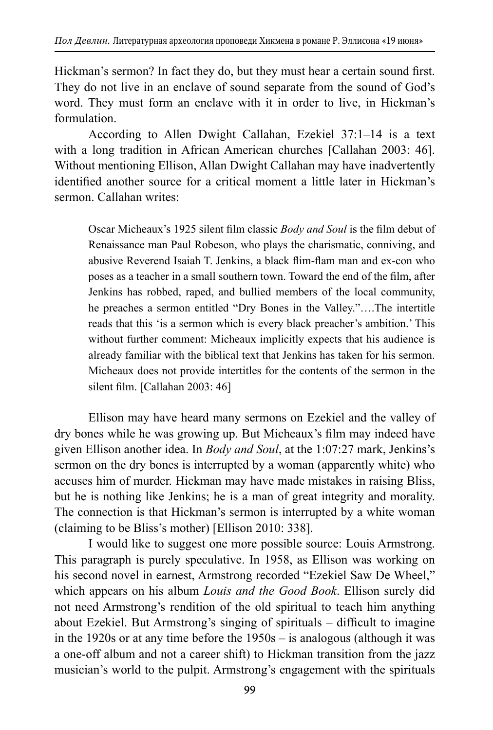Hickman's sermon? In fact they do, but they must hear a certain sound first. They do not live in an enclave of sound separate from the sound of God's word. They must form an enclave with it in order to live, in Hickman's formulation.

According to Allen Dwight Callahan, Ezekiel 37:1–14 is a text with a long tradition in African American churches [Callahan 2003: 46]. Without mentioning Ellison, Allan Dwight Callahan may have inadvertently identified another source for a critical moment a little later in Hickman's sermon. Callahan writes:

> Oscar Micheaux's 1925 silent film classic *Body and Soul* is the film debut of Renaissance man Paul Robeson, who plays the charismatic, conniving, and abusive Reverend Isaiah T. Jenkins, a black flim-flam man and ex-con who poses as a teacher in a small southern town. Toward the end of the film, after Jenkins has robbed, raped, and bullied members of the local community, he preaches a sermon entitled "Dry Bones in the Valley."….The intertitle reads that this 'is a sermon which is every black preacher's ambition.' This without further comment: Micheaux implicitly expects that his audience is already familiar with the biblical text that Jenkins has taken for his sermon. Micheaux does not provide intertitles for the contents of the sermon in the silent film. [Callahan 2003: 46]

Ellison may have heard many sermons on Ezekiel and the valley of dry bones while he was growing up. But Micheaux's film may indeed have given Ellison another idea. In *Body and Soul*, at the 1:07:27 mark, Jenkins's sermon on the dry bones is interrupted by a woman (apparently white) who accuses him of murder. Hickman may have made mistakes in raising Bliss, but he is nothing like Jenkins; he is a man of great integrity and morality. The connection is that Hickman's sermon is interrupted by a white woman (claiming to be Bliss's mother) [Ellison 2010: 338].

I would like to suggest one more possible source: Louis Armstrong. This paragraph is purely speculative. In 1958, as Ellison was working on his second novel in earnest, Armstrong recorded "Ezekiel Saw De Wheel," which appears on his album *Louis and the Good Book*. Ellison surely did not need Armstrong's rendition of the old spiritual to teach him anything about Ezekiel. But Armstrong's singing of spirituals – difficult to imagine in the 1920s or at any time before the 1950s – is analogous (although it was a one-off album and not a career shift) to Hickman transition from the jazz musician's world to the pulpit. Armstrong's engagement with the spirituals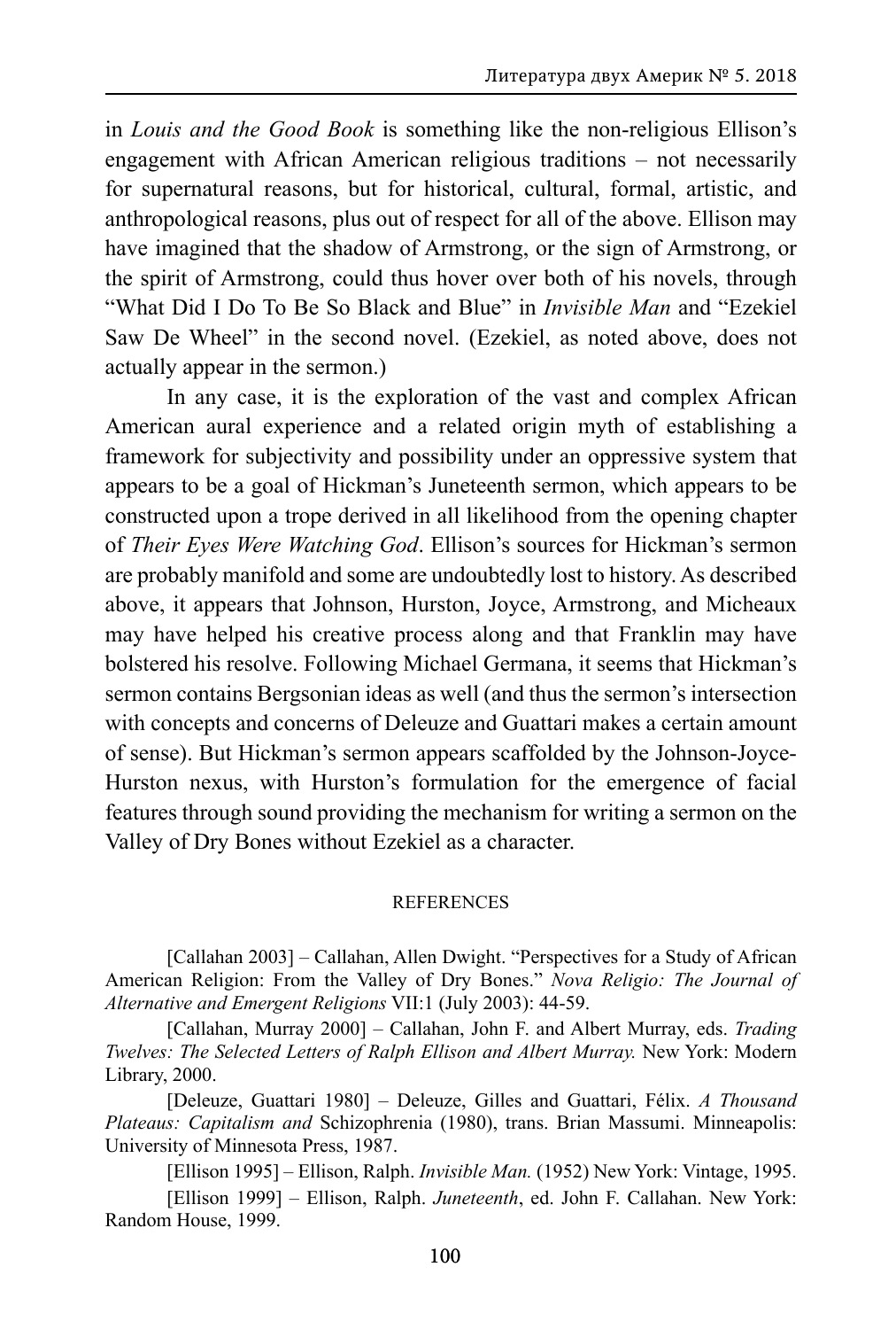in *Louis and the Good Book* is something like the non-religious Ellison's engagement with African American religious traditions – not necessarily for supernatural reasons, but for historical, cultural, formal, artistic, and anthropological reasons, plus out of respect for all of the above. Ellison may have imagined that the shadow of Armstrong, or the sign of Armstrong, or the spirit of Armstrong, could thus hover over both of his novels, through "What Did I Do To Be So Black and Blue" in *Invisible Man* and "Ezekiel Saw De Wheel" in the second novel. (Ezekiel, as noted above, does not actually appear in the sermon.)

In any case, it is the exploration of the vast and complex African American aural experience and a related origin myth of establishing a framework for subjectivity and possibility under an oppressive system that appears to be a goal of Hickman's Juneteenth sermon, which appears to be constructed upon a trope derived in all likelihood from the opening chapter of *Their Eyes Were Watching God*. Ellison's sources for Hickman's sermon are probably manifold and some are undoubtedly lost to history. As described above, it appears that Johnson, Hurston, Joyce, Armstrong, and Micheaux may have helped his creative process along and that Franklin may have bolstered his resolve. Following Michael Germana, it seems that Hickman's sermon contains Bergsonian ideas as well (and thus the sermon's intersection with concepts and concerns of Deleuze and Guattari makes a certain amount of sense). But Hickman's sermon appears scaffolded by the Johnson-Joyce-Hurston nexus, with Hurston's formulation for the emergence of facial features through sound providing the mechanism for writing a sermon on the Valley of Dry Bones without Ezekiel as a character.

## REFERENCES

[Callahan 2003] – Callahan, Allen Dwight. "Perspectives for a Study of African American Religion: From the Valley of Dry Bones." *Nova Religio: The Journal of Alternative and Emergent Religions* VII:1 (July 2003): 44-59.

[Callahan, Murray 2000] – Callahan, John F. and Albert Murray, eds. *Trading Twelves: The Selected Letters of Ralph Ellison and Albert Murray.* New York: Modern Library, 2000.

[Deleuze, Guattari 1980] – Deleuze, Gilles and Guattari, Félix. *A Thousand Plateaus: Capitalism and* Schizophrenia (1980), trans. Brian Massumi. Minneapolis: University of Minnesota Press, 1987.

[Ellison 1995] – Ellison, Ralph. *Invisible Man.* (1952) New York: Vintage, 1995.

[Ellison 1999] – Ellison, Ralph. *Juneteenth*, ed. John F. Callahan. New York: Random House, 1999.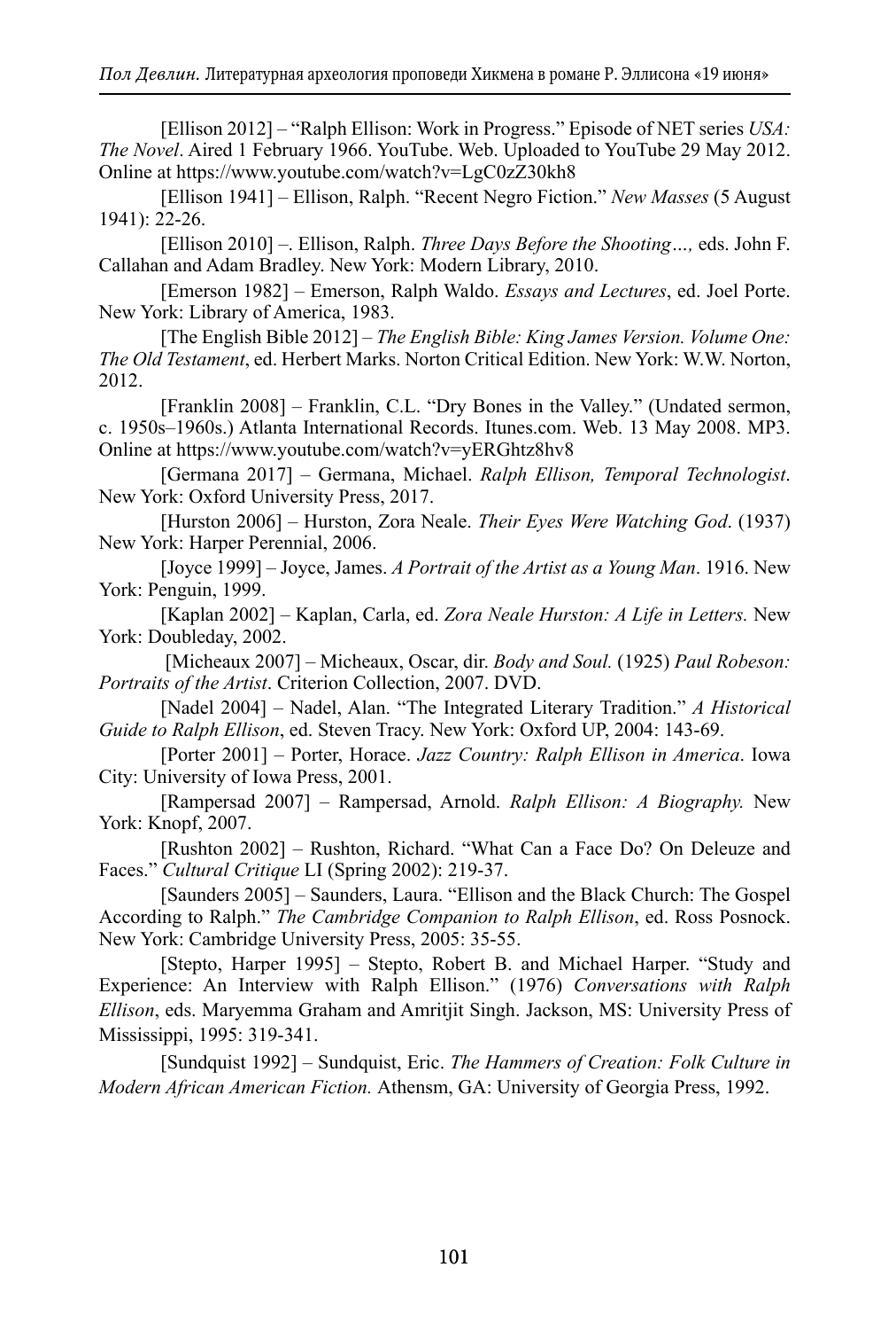[Ellison 2012] – "Ralph Ellison: Work in Progress." Episode of NET series *USA: The Novel*. Aired 1 February 1966. YouTube. Web. Uploaded to YouTube 29 May 2012. Online at https://www.youtube.com/watch?v=LgC0zZ30kh8

[Ellison 1941] – Ellison, Ralph. "Recent Negro Fiction." *New Masses* (5 August 1941): 22-26.

[Ellison 2010] –. Ellison, Ralph. *Three Days Before the Shooting…,* eds. John F. Callahan and Adam Bradley. New York: Modern Library, 2010.

[Emerson 1982] – Emerson, Ralph Waldo. *Essays and Lectures*, ed. Joel Porte. New York: Library of America, 1983.

[The English Bible 2012] – *The English Bible: King James Version. Volume One: The Old Testament*, ed. Herbert Marks. Norton Critical Edition. New York: W.W. Norton, 2012.

[Franklin 2008] – Franklin, C.L. "Dry Bones in the Valley." (Undated sermon, c. 1950s–1960s.) Atlanta International Records. Itunes.com. Web. 13 May 2008. MP3. Online at https://www.youtube.com/watch?v=yERGhtz8hv8

[Germana 2017] – Germana, Michael. *Ralph Ellison, Temporal Technologist*. New York: Oxford University Press, 2017.

[Hurston 2006] – Hurston, Zora Neale. *Their Eyes Were Watching God*. (1937) New York: Harper Perennial, 2006.

[Joyce 1999] – Joyce, James. *A Portrait of the Artist as a Young Man*. 1916. New York: Penguin, 1999.

[Kaplan 2002] – Kaplan, Carla, ed. *Zora Neale Hurston: A Life in Letters.* New York: Doubleday, 2002.

[Micheaux 2007] – Micheaux, Oscar, dir. *Body and Soul.* (1925) *Paul Robeson: Portraits of the Artist*. Criterion Collection, 2007. DVD.

[Nadel 2004] – Nadel, Alan. "The Integrated Literary Tradition." *A Historical Guide to Ralph Ellison*, ed. Steven Tracy. New York: Oxford UP, 2004: 143-69.

[Porter 2001] – Porter, Horace. *Jazz Country: Ralph Ellison in America*. Iowa City: University of Iowa Press, 2001.

[Rampersad 2007] – Rampersad, Arnold. *Ralph Ellison: A Biography.* New York: Knopf, 2007.

[Rushton 2002] – Rushton, Richard. "What Can a Face Do? On Deleuze and Faces." *Cultural Critique* LI (Spring 2002): 219-37.

[Saunders 2005] – Saunders, Laura. "Ellison and the Black Church: The Gospel According to Ralph." *The Cambridge Companion to Ralph Ellison*, ed. Ross Posnock. New York: Cambridge University Press, 2005: 35-55.

[Stepto, Harper 1995] – Stepto, Robert B. and Michael Harper. "Study and Experience: An Interview with Ralph Ellison." (1976) *Conversations with Ralph Ellison*, eds. Maryemma Graham and Amritjit Singh. Jackson, MS: University Press of Mississippi, 1995: 319-341.

[Sundquist 1992] – Sundquist, Eric. *The Hammers of Creation: Folk Culture in Modern African American Fiction.* Athensm, GA: University of Georgia Press, 1992.